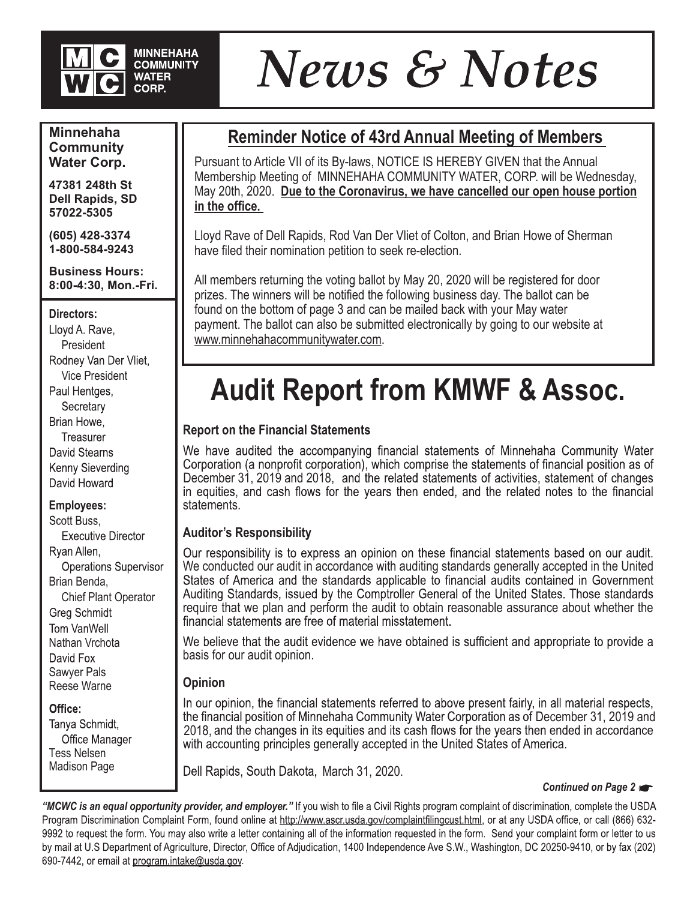# MINNEHAHA COMMUNITY WATER CORP.

# News & Notes

**Minnehaha Community Water Corp.**

**47381 248th St**
**Dell Rapids, SD**
**57022-5305**

**(605) 428-3374**
**1-800-584-9243**

**Business Hours:**
**8:00-4:30, Mon.-Fri.**

**Directors:**

Lloyd A. Rave, President
Rodney Van Der Vliet, Vice President
Paul Hentges, Secretary
Brian Howe, Treasurer
David Stearns
Kenny Sieverding
David Howard

**Employees:**

Scott Buss, Executive Director
Ryan Allen, Operations Supervisor
Brian Benda, Chief Plant Operator
Greg Schmidt
Tom VanWell
Nathan Vrchota
David Fox
Sawyer Pals
Reese Warne

**Office:**

Tanya Schmidt, Office Manager
Tess Nelsen
Madison Page

## Reminder Notice of 43rd Annual Meeting of Members

Pursuant to Article VII of its By-laws, NOTICE IS HEREBY GIVEN that the Annual Membership Meeting of MINNEHAHA COMMUNITY WATER, CORP. will be Wednesday, May 20th, 2020. **Due to the Coronavirus, we have cancelled our open house portion in the office.**

Lloyd Rave of Dell Rapids, Rod Van Der Vliet of Colton, and Brian Howe of Sherman have filed their nomination petition to seek re-election.

All members returning the voting ballot by May 20, 2020 will be registered for door prizes. The winners will be notified the following business day. The ballot can be found on the bottom of page 3 and can be mailed back with your May water payment. The ballot can also be submitted electronically by going to our website at www.minnehahacommunitywater.com.

# Audit Report from KMWF & Assoc.

### Report on the Financial Statements

We have audited the accompanying financial statements of Minnehaha Community Water Corporation (a nonprofit corporation), which comprise the statements of financial position as of December 31, 2019 and 2018, and the related statements of activities, statement of changes in equities, and cash flows for the years then ended, and the related notes to the financial statements.

### Auditor's Responsibility

Our responsibility is to express an opinion on these financial statements based on our audit. We conducted our audit in accordance with auditing standards generally accepted in the United States of America and the standards applicable to financial audits contained in Government Auditing Standards, issued by the Comptroller General of the United States. Those standards require that we plan and perform the audit to obtain reasonable assurance about whether the financial statements are free of material misstatement.

We believe that the audit evidence we have obtained is sufficient and appropriate to provide a basis for our audit opinion.

### Opinion

In our opinion, the financial statements referred to above present fairly, in all material respects, the financial position of Minnehaha Community Water Corporation as of December 31, 2019 and 2018, and the changes in its equities and its cash flows for the years then ended in accordance with accounting principles generally accepted in the United States of America.

Dell Rapids, South Dakota, March 31, 2020.

***Continued on Page 2***

***"MCWC is an equal opportunity provider, and employer."*** If you wish to file a Civil Rights program complaint of discrimination, complete the USDA Program Discrimination Complaint Form, found online at http://www.ascr.usda.gov/complaintfilingcust.html, or at any USDA office, or call (866) 632-9992 to request the form. You may also write a letter containing all of the information requested in the form. Send your complaint form or letter to us by mail at U.S Department of Agriculture, Director, Office of Adjudication, 1400 Independence Ave S.W., Washington, DC 20250-9410, or by fax (202) 690-7442, or email at program.intake@usda.gov.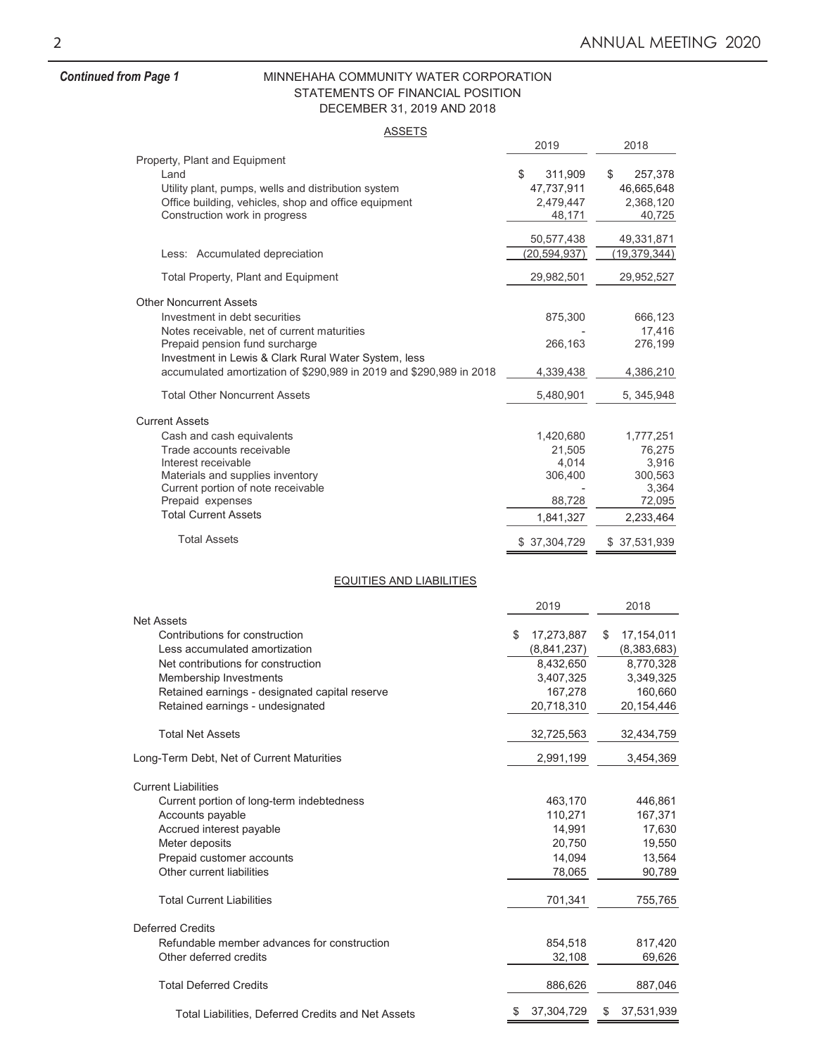*Continued from Page 1*

MINNEHAHA COMMUNITY WATER CORPORATION
STATEMENTS OF FINANCIAL POSITION
DECEMBER 31, 2019 AND 2018

## ASSETS

| | 2019 | 2018 |
|---|---|---|
| **Property, Plant and Equipment** | | |
| Land | $ 311,909 | $ 257,378 |
| Utility plant, pumps, wells and distribution system | 47,737,911 | 46,665,648 |
| Office building, vehicles, shop and office equipment | 2,479,447 | 2,368,120 |
| Construction work in progress | 48,171 | 40,725 |
| | 50,577,438 | 49,331,871 |
| Less: Accumulated depreciation | (20,594,937) | (19,379,344) |
| Total Property, Plant and Equipment | 29,982,501 | 29,952,527 |
| **Other Noncurrent Assets** | | |
| Investment in debt securities | 875,300 | 666,123 |
| Notes receivable, net of current maturities | - | 17,416 |
| Prepaid pension fund surcharge | 266,163 | 276,199 |
| Investment in Lewis & Clark Rural Water System, less accumulated amortization of $290,989 in 2019 and $290,989 in 2018 | 4,339,438 | 4,386,210 |
| Total Other Noncurrent Assets | 5,480,901 | 5, 345,948 |
| **Current Assets** | | |
| Cash and cash equivalents | 1,420,680 | 1,777,251 |
| Trade accounts receivable | 21,505 | 76,275 |
| Interest receivable | 4,014 | 3,916 |
| Materials and supplies inventory | 306,400 | 300,563 |
| Current portion of note receivable | - | 3,364 |
| Prepaid expenses | 88,728 | 72,095 |
| Total Current Assets | 1,841,327 | 2,233,464 |
| Total Assets | $ 37,304,729 | $ 37,531,939 |

## EQUITIES AND LIABILITIES

| | 2019 | 2018 |
|---|---|---|
| **Net Assets** | | |
| Contributions for construction | $ 17,273,887 | $ 17,154,011 |
| Less accumulated amortization | (8,841,237) | (8,383,683) |
| Net contributions for construction | 8,432,650 | 8,770,328 |
| Membership Investments | 3,407,325 | 3,349,325 |
| Retained earnings - designated capital reserve | 167,278 | 160,660 |
| Retained earnings - undesignated | 20,718,310 | 20,154,446 |
| Total Net Assets | 32,725,563 | 32,434,759 |
| Long-Term Debt, Net of Current Maturities | 2,991,199 | 3,454,369 |
| **Current Liabilities** | | |
| Current portion of long-term indebtedness | 463,170 | 446,861 |
| Accounts payable | 110,271 | 167,371 |
| Accrued interest payable | 14,991 | 17,630 |
| Meter deposits | 20,750 | 19,550 |
| Prepaid customer accounts | 14,094 | 13,564 |
| Other current liabilities | 78,065 | 90,789 |
| Total Current Liabilities | 701,341 | 755,765 |
| **Deferred Credits** | | |
| Refundable member advances for construction | 854,518 | 817,420 |
| Other deferred credits | 32,108 | 69,626 |
| Total Deferred Credits | 886,626 | 887,046 |
| Total Liabilities, Deferred Credits and Net Assets | $ 37,304,729 | $ 37,531,939 |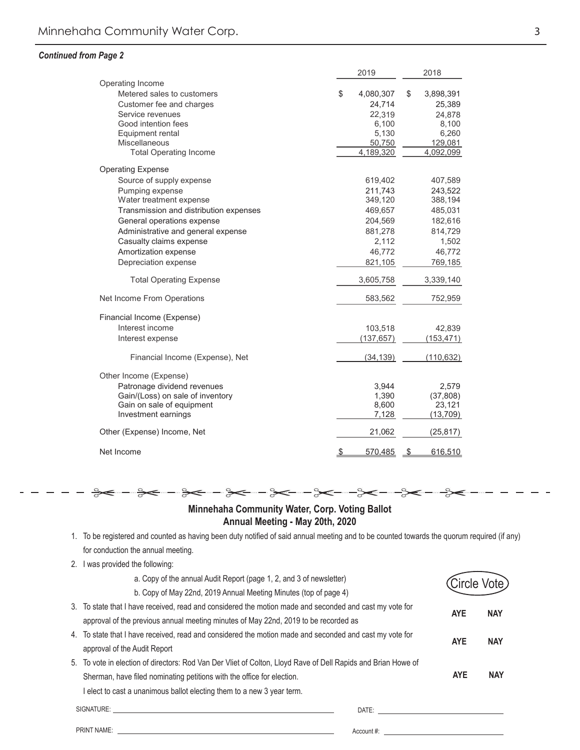*Continued from Page 2*

| | 2019 | 2018 |
|---|---|---|
| **Operating Income** | | |
| Metered sales to customers | $ 4,080,307 | $ 3,898,391 |
| Customer fee and charges | 24,714 | 25,389 |
| Service revenues | 22,319 | 24,878 |
| Good intention fees | 6,100 | 8,100 |
| Equipment rental | 5,130 | 6,260 |
| Miscellaneous | 50,750 | 129,081 |
| Total Operating Income | 4,189,320 | 4,092,099 |
| **Operating Expense** | | |
| Source of supply expense | 619,402 | 407,589 |
| Pumping expense | 211,743 | 243,522 |
| Water treatment expense | 349,120 | 388,194 |
| Transmission and distribution expenses | 469,657 | 485,031 |
| General operations expense | 204,569 | 182,616 |
| Administrative and general expense | 881,278 | 814,729 |
| Casualty claims expense | 2,112 | 1,502 |
| Amortization expense | 46,772 | 46,772 |
| Depreciation expense | 821,105 | 769,185 |
| Total Operating Expense | 3,605,758 | 3,339,140 |
| Net Income From Operations | 583,562 | 752,959 |
| **Financial Income (Expense)** | | |
| Interest income | 103,518 | 42,839 |
| Interest expense | (137,657) | (153,471) |
| Financial Income (Expense), Net | (34,139) | (110,632) |
| **Other Income (Expense)** | | |
| Patronage dividend revenues | 3,944 | 2,579 |
| Gain/(Loss) on sale of inventory | 1,390 | (37,808) |
| Gain on sale of equipment | 8,600 | 23,121 |
| Investment earnings | 7,128 | (13,709) |
| Other (Expense) Income, Net | 21,062 | (25,817) |
| Net Income | $ 570,485 | $ 616,510 |

---

## Minnehaha Community Water, Corp. Voting Ballot
### Annual Meeting - May 20th, 2020

1. To be registered and counted as having been duty notified of said annual meeting and to be counted towards the quorum required (if any) for conduction the annual meeting.
2. I was provided the following:
   a. Copy of the annual Audit Report (page 1, 2, and 3 of newsletter)
   b. Copy of May 22nd, 2019 Annual Meeting Minutes (top of page 4)

**Circle Vote**

3. To state that I have received, read and considered the motion made and seconded and cast my vote for approval of the previous annual meeting minutes of May 22nd, 2019 to be recorded as — **AYE** **NAY**
4. To state that I have received, read and considered the motion made and seconded and cast my vote for approval of the Audit Report — **AYE** **NAY**
5. To vote in election of directors: Rod Van Der Vliet of Colton, Lloyd Rave of Dell Rapids and Brian Howe of Sherman, have filed nominating petitions with the office for election. — **AYE** **NAY**

   I elect to cast a unanimous ballot electing them to a new 3 year term.

SIGNATURE: ______________________ DATE: ______________________

PRINT NAME: ______________________ Account #: ______________________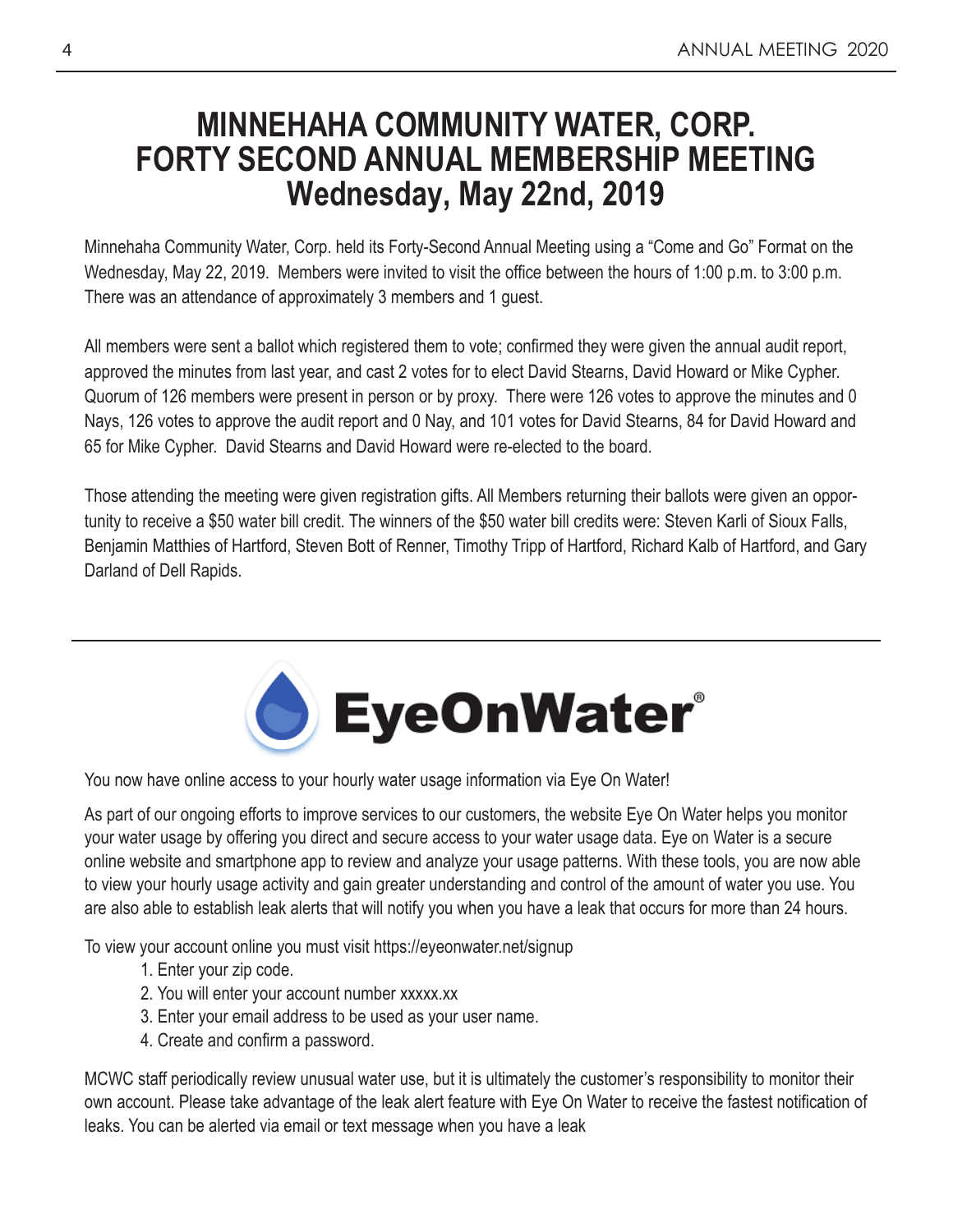# MINNEHAHA COMMUNITY WATER, CORP.
# FORTY SECOND ANNUAL MEMBERSHIP MEETING
# Wednesday, May 22nd, 2019

Minnehaha Community Water, Corp. held its Forty-Second Annual Meeting using a "Come and Go" Format on the Wednesday, May 22, 2019. Members were invited to visit the office between the hours of 1:00 p.m. to 3:00 p.m. There was an attendance of approximately 3 members and 1 guest.

All members were sent a ballot which registered them to vote; confirmed they were given the annual audit report, approved the minutes from last year, and cast 2 votes for to elect David Stearns, David Howard or Mike Cypher. Quorum of 126 members were present in person or by proxy. There were 126 votes to approve the minutes and 0 Nays, 126 votes to approve the audit report and 0 Nay, and 101 votes for David Stearns, 84 for David Howard and 65 for Mike Cypher. David Stearns and David Howard were re-elected to the board.

Those attending the meeting were given registration gifts. All Members returning their ballots were given an opportunity to receive a $50 water bill credit. The winners of the $50 water bill credits were: Steven Karli of Sioux Falls, Benjamin Matthies of Hartford, Steven Bott of Renner, Timothy Tripp of Hartford, Richard Kalb of Hartford, and Gary Darland of Dell Rapids.

---

## EyeOnWater®

You now have online access to your hourly water usage information via Eye On Water!

As part of our ongoing efforts to improve services to our customers, the website Eye On Water helps you monitor your water usage by offering you direct and secure access to your water usage data. Eye on Water is a secure online website and smartphone app to review and analyze your usage patterns. With these tools, you are now able to view your hourly usage activity and gain greater understanding and control of the amount of water you use. You are also able to establish leak alerts that will notify you when you have a leak that occurs for more than 24 hours.

To view your account online you must visit https://eyeonwater.net/signup

1. Enter your zip code.
2. You will enter your account number xxxxx.xx
3. Enter your email address to be used as your user name.
4. Create and confirm a password.

MCWC staff periodically review unusual water use, but it is ultimately the customer's responsibility to monitor their own account. Please take advantage of the leak alert feature with Eye On Water to receive the fastest notification of leaks. You can be alerted via email or text message when you have a leak